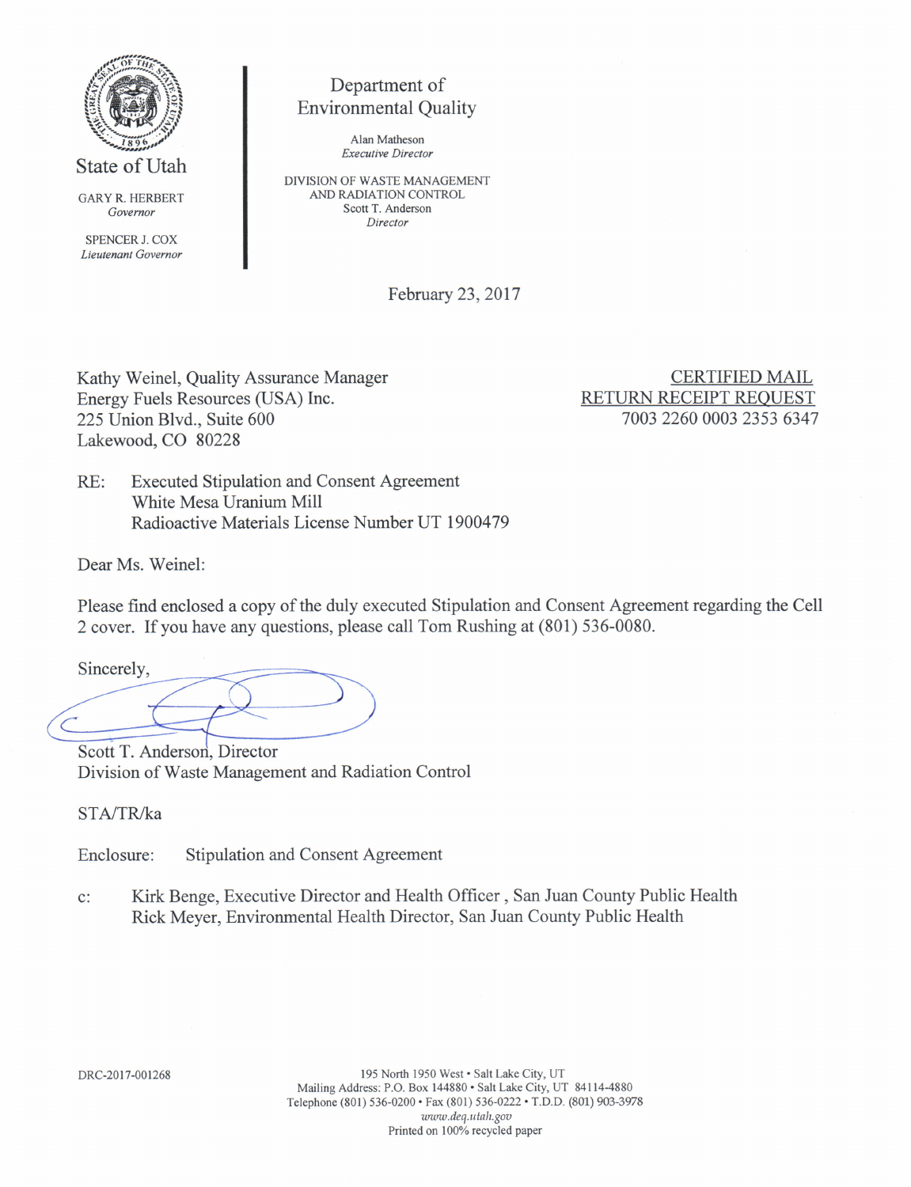State of Utah

GARY R. HERBERT
*Governor*

SPENCER J. COX
*Lieutenant Governor*

Department of Environmental Quality

Alan Matheson
*Executive Director*

DIVISION OF WASTE MANAGEMENT AND RADIATION CONTROL
Scott T. Anderson
*Director*

February 23, 2017

Kathy Weinel, Quality Assurance Manager
Energy Fuels Resources (USA) Inc.
225 Union Blvd., Suite 600
Lakewood, CO 80228

CERTIFIED MAIL
RETURN RECEIPT REQUEST
7003 2260 0003 2353 6347

RE: Executed Stipulation and Consent Agreement
White Mesa Uranium Mill
Radioactive Materials License Number UT 1900479

Dear Ms. Weinel:

Please find enclosed a copy of the duly executed Stipulation and Consent Agreement regarding the Cell 2 cover. If you have any questions, please call Tom Rushing at (801) 536-0080.

Sincerely,

Scott T. Anderson, Director
Division of Waste Management and Radiation Control

STA/TR/ka

Enclosure: Stipulation and Consent Agreement

c: Kirk Benge, Executive Director and Health Officer , San Juan County Public Health
Rick Meyer, Environmental Health Director, San Juan County Public Health

DRC-2017-001268

195 North 1950 West • Salt Lake City, UT
Mailing Address: P.O. Box 144880 • Salt Lake City, UT 84114-4880
Telephone (801) 536-0200 • Fax (801) 536-0222 • T.D.D. (801) 903-3978
*www.deq.utah.gov*
Printed on 100% recycled paper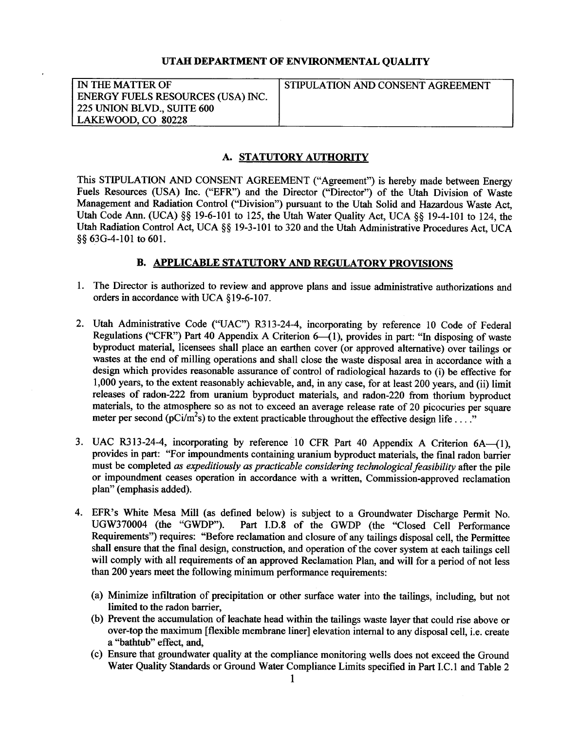**UTAH DEPARTMENT OF ENVIRONMENTAL QUALITY**

| IN THE MATTER OF ENERGY FUELS RESOURCES (USA) INC. 225 UNION BLVD., SUITE 600 LAKEWOOD, CO 80228 | STIPULATION AND CONSENT AGREEMENT |
|---|---|

## A. STATUTORY AUTHORITY

This STIPULATION AND CONSENT AGREEMENT ("Agreement") is hereby made between Energy Fuels Resources (USA) Inc. ("EFR") and the Director ("Director") of the Utah Division of Waste Management and Radiation Control ("Division") pursuant to the Utah Solid and Hazardous Waste Act, Utah Code Ann. (UCA) §§ 19-6-101 to 125, the Utah Water Quality Act, UCA §§ 19-4-101 to 124, the Utah Radiation Control Act, UCA §§ 19-3-101 to 320 and the Utah Administrative Procedures Act, UCA §§ 63G-4-101 to 601.

## B. APPLICABLE STATUTORY AND REGULATORY PROVISIONS

1. The Director is authorized to review and approve plans and issue administrative authorizations and orders in accordance with UCA §19-6-107.

2. Utah Administrative Code ("UAC") R313-24-4, incorporating by reference 10 Code of Federal Regulations ("CFR") Part 40 Appendix A Criterion 6—(1), provides in part: "In disposing of waste byproduct material, licensees shall place an earthen cover (or approved alternative) over tailings or wastes at the end of milling operations and shall close the waste disposal area in accordance with a design which provides reasonable assurance of control of radiological hazards to (i) be effective for 1,000 years, to the extent reasonably achievable, and, in any case, for at least 200 years, and (ii) limit releases of radon-222 from uranium byproduct materials, and radon-220 from thorium byproduct materials, to the atmosphere so as not to exceed an average release rate of 20 picocuries per square meter per second (pCi/$m^2$s) to the extent practicable throughout the effective design life . . . ."

3. UAC R313-24-4, incorporating by reference 10 CFR Part 40 Appendix A Criterion 6A—(1), provides in part: "For impoundments containing uranium byproduct materials, the final radon barrier must be completed *as expeditiously as practicable considering technological feasibility* after the pile or impoundment ceases operation in accordance with a written, Commission-approved reclamation plan" (emphasis added).

4. EFR's White Mesa Mill (as defined below) is subject to a Groundwater Discharge Permit No. UGW370004 (the "GWDP"). Part I.D.8 of the GWDP (the "Closed Cell Performance Requirements") requires: "Before reclamation and closure of any tailings disposal cell, the Permittee shall ensure that the final design, construction, and operation of the cover system at each tailings cell will comply with all requirements of an approved Reclamation Plan, and will for a period of not less than 200 years meet the following minimum performance requirements:

   (a) Minimize infiltration of precipitation or other surface water into the tailings, including, but not limited to the radon barrier,
   (b) Prevent the accumulation of leachate head within the tailings waste layer that could rise above or over-top the maximum [flexible membrane liner] elevation internal to any disposal cell, i.e. create a "bathtub" effect, and,
   (c) Ensure that groundwater quality at the compliance monitoring wells does not exceed the Ground Water Quality Standards or Ground Water Compliance Limits specified in Part I.C.1 and Table 2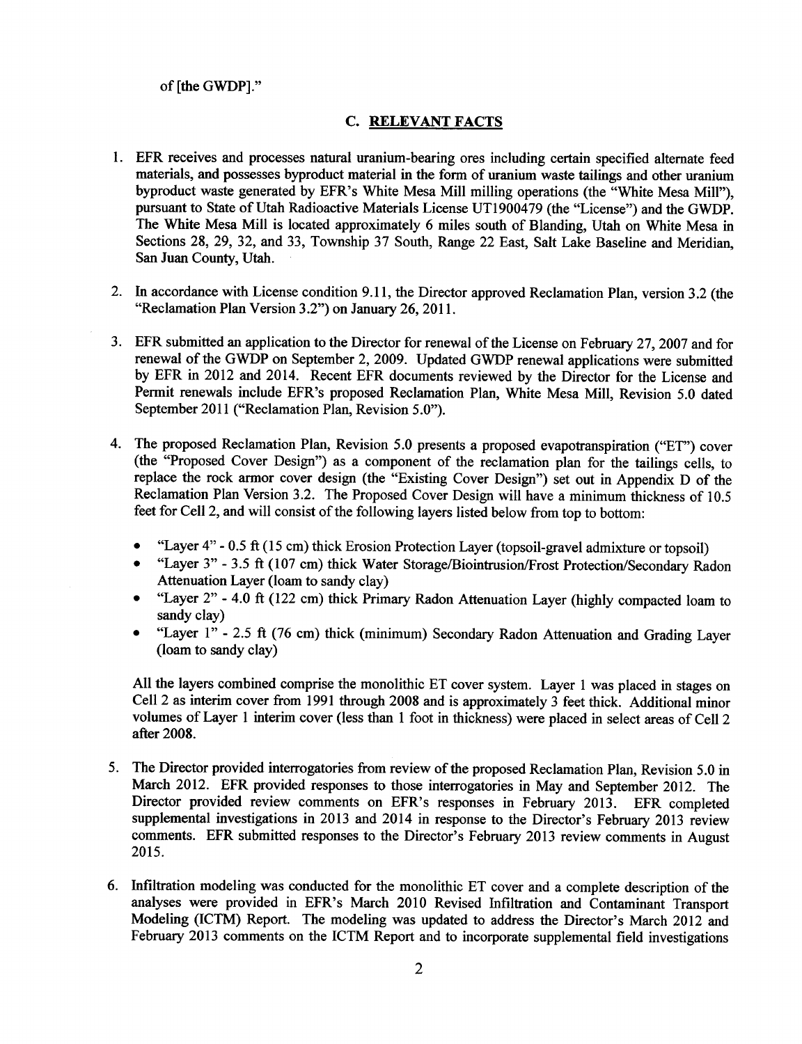of [the GWDP]."

## C. RELEVANT FACTS

1. EFR receives and processes natural uranium-bearing ores including certain specified alternate feed materials, and possesses byproduct material in the form of uranium waste tailings and other uranium byproduct waste generated by EFR's White Mesa Mill milling operations (the "White Mesa Mill"), pursuant to State of Utah Radioactive Materials License UT1900479 (the "License") and the GWDP. The White Mesa Mill is located approximately 6 miles south of Blanding, Utah on White Mesa in Sections 28, 29, 32, and 33, Township 37 South, Range 22 East, Salt Lake Baseline and Meridian, San Juan County, Utah.

2. In accordance with License condition 9.11, the Director approved Reclamation Plan, version 3.2 (the "Reclamation Plan Version 3.2") on January 26, 2011.

3. EFR submitted an application to the Director for renewal of the License on February 27, 2007 and for renewal of the GWDP on September 2, 2009. Updated GWDP renewal applications were submitted by EFR in 2012 and 2014. Recent EFR documents reviewed by the Director for the License and Permit renewals include EFR's proposed Reclamation Plan, White Mesa Mill, Revision 5.0 dated September 2011 ("Reclamation Plan, Revision 5.0").

4. The proposed Reclamation Plan, Revision 5.0 presents a proposed evapotranspiration ("ET") cover (the "Proposed Cover Design") as a component of the reclamation plan for the tailings cells, to replace the rock armor cover design (the "Existing Cover Design") set out in Appendix D of the Reclamation Plan Version 3.2. The Proposed Cover Design will have a minimum thickness of 10.5 feet for Cell 2, and will consist of the following layers listed below from top to bottom:

   - "Layer 4" - 0.5 ft (15 cm) thick Erosion Protection Layer (topsoil-gravel admixture or topsoil)
   - "Layer 3" - 3.5 ft (107 cm) thick Water Storage/Biointrusion/Frost Protection/Secondary Radon Attenuation Layer (loam to sandy clay)
   - "Layer 2" - 4.0 ft (122 cm) thick Primary Radon Attenuation Layer (highly compacted loam to sandy clay)
   - "Layer 1" - 2.5 ft (76 cm) thick (minimum) Secondary Radon Attenuation and Grading Layer (loam to sandy clay)

   All the layers combined comprise the monolithic ET cover system. Layer 1 was placed in stages on Cell 2 as interim cover from 1991 through 2008 and is approximately 3 feet thick. Additional minor volumes of Layer 1 interim cover (less than 1 foot in thickness) were placed in select areas of Cell 2 after 2008.

5. The Director provided interrogatories from review of the proposed Reclamation Plan, Revision 5.0 in March 2012. EFR provided responses to those interrogatories in May and September 2012. The Director provided review comments on EFR's responses in February 2013. EFR completed supplemental investigations in 2013 and 2014 in response to the Director's February 2013 review comments. EFR submitted responses to the Director's February 2013 review comments in August 2015.

6. Infiltration modeling was conducted for the monolithic ET cover and a complete description of the analyses were provided in EFR's March 2010 Revised Infiltration and Contaminant Transport Modeling (ICTM) Report. The modeling was updated to address the Director's March 2012 and February 2013 comments on the ICTM Report and to incorporate supplemental field investigations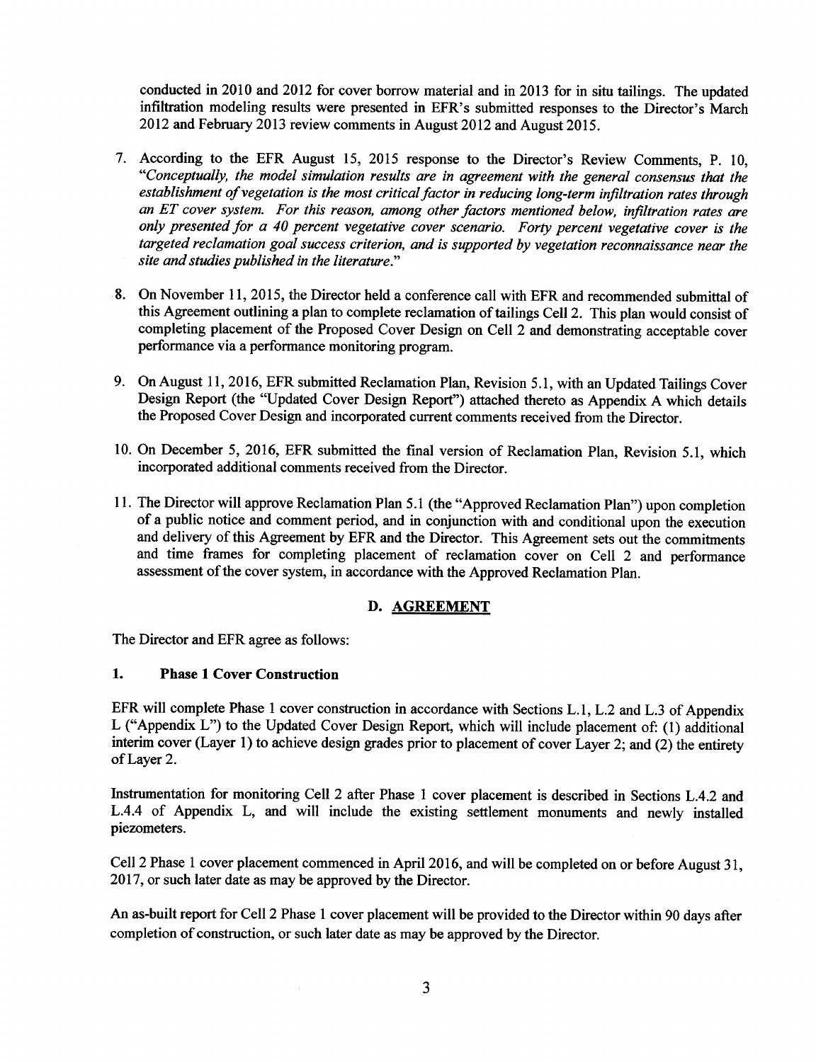conducted in 2010 and 2012 for cover borrow material and in 2013 for in situ tailings. The updated infiltration modeling results were presented in EFR's submitted responses to the Director's March 2012 and February 2013 review comments in August 2012 and August 2015.

7. According to the EFR August 15, 2015 response to the Director's Review Comments, P. 10, "*Conceptually, the model simulation results are in agreement with the general consensus that the establishment of vegetation is the most critical factor in reducing long-term infiltration rates through an ET cover system. For this reason, among other factors mentioned below, infiltration rates are only presented for a 40 percent vegetative cover scenario. Forty percent vegetative cover is the targeted reclamation goal success criterion, and is supported by vegetation reconnaissance near the site and studies published in the literature.*"

8. On November 11, 2015, the Director held a conference call with EFR and recommended submittal of this Agreement outlining a plan to complete reclamation of tailings Cell 2. This plan would consist of completing placement of the Proposed Cover Design on Cell 2 and demonstrating acceptable cover performance via a performance monitoring program.

9. On August 11, 2016, EFR submitted Reclamation Plan, Revision 5.1, with an Updated Tailings Cover Design Report (the "Updated Cover Design Report") attached thereto as Appendix A which details the Proposed Cover Design and incorporated current comments received from the Director.

10. On December 5, 2016, EFR submitted the final version of Reclamation Plan, Revision 5.1, which incorporated additional comments received from the Director.

11. The Director will approve Reclamation Plan 5.1 (the "Approved Reclamation Plan") upon completion of a public notice and comment period, and in conjunction with and conditional upon the execution and delivery of this Agreement by EFR and the Director. This Agreement sets out the commitments and time frames for completing placement of reclamation cover on Cell 2 and performance assessment of the cover system, in accordance with the Approved Reclamation Plan.

## D. AGREEMENT

The Director and EFR agree as follows:

### 1. Phase 1 Cover Construction

EFR will complete Phase 1 cover construction in accordance with Sections L.1, L.2 and L.3 of Appendix L ("Appendix L") to the Updated Cover Design Report, which will include placement of: (1) additional interim cover (Layer 1) to achieve design grades prior to placement of cover Layer 2; and (2) the entirety of Layer 2.

Instrumentation for monitoring Cell 2 after Phase 1 cover placement is described in Sections L.4.2 and L.4.4 of Appendix L, and will include the existing settlement monuments and newly installed piezometers.

Cell 2 Phase 1 cover placement commenced in April 2016, and will be completed on or before August 31, 2017, or such later date as may be approved by the Director.

An as-built report for Cell 2 Phase 1 cover placement will be provided to the Director within 90 days after completion of construction, or such later date as may be approved by the Director.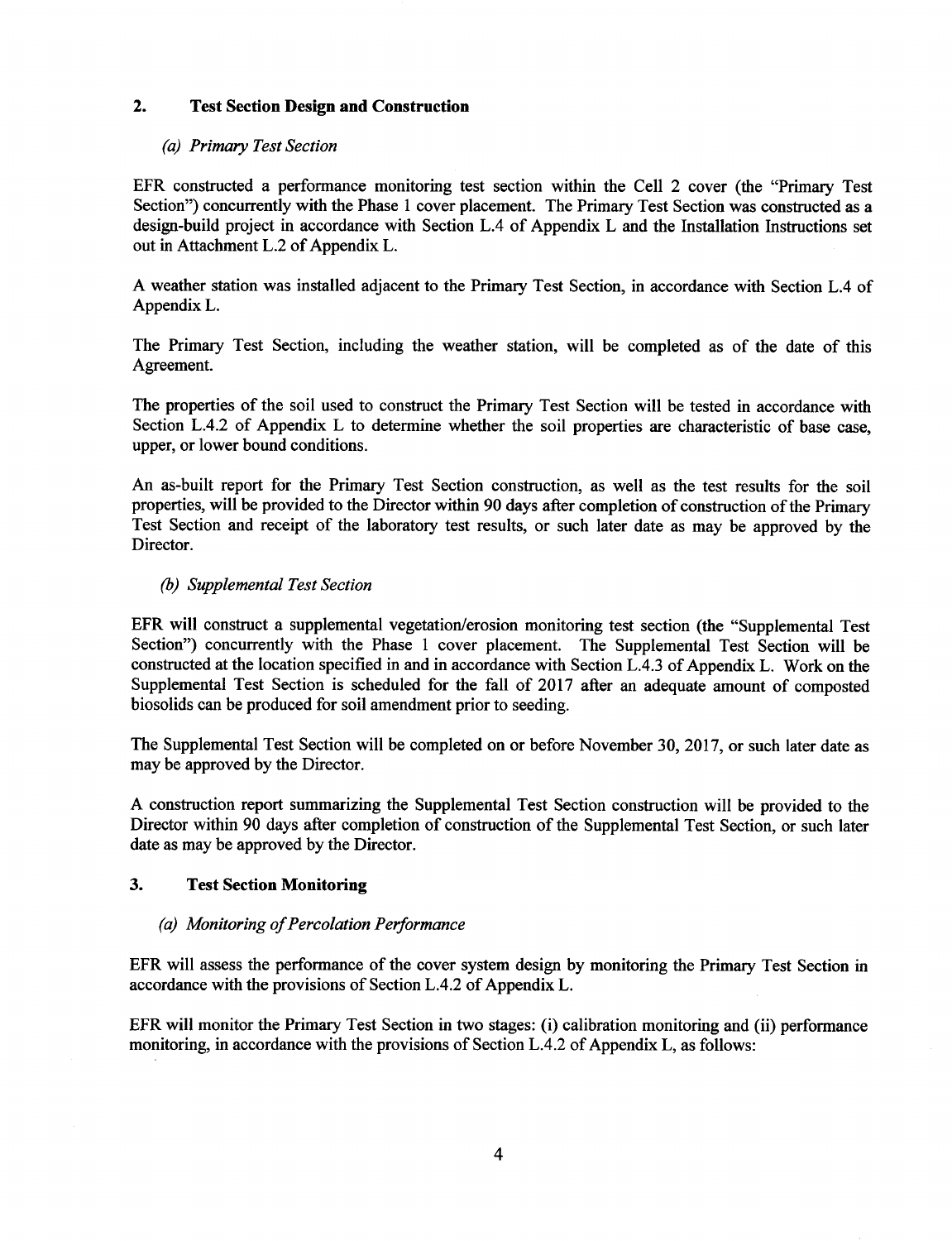## 2. Test Section Design and Construction

### *(a) Primary Test Section*

EFR constructed a performance monitoring test section within the Cell 2 cover (the "Primary Test Section") concurrently with the Phase 1 cover placement. The Primary Test Section was constructed as a design-build project in accordance with Section L.4 of Appendix L and the Installation Instructions set out in Attachment L.2 of Appendix L.

A weather station was installed adjacent to the Primary Test Section, in accordance with Section L.4 of Appendix L.

The Primary Test Section, including the weather station, will be completed as of the date of this Agreement.

The properties of the soil used to construct the Primary Test Section will be tested in accordance with Section L.4.2 of Appendix L to determine whether the soil properties are characteristic of base case, upper, or lower bound conditions.

An as-built report for the Primary Test Section construction, as well as the test results for the soil properties, will be provided to the Director within 90 days after completion of construction of the Primary Test Section and receipt of the laboratory test results, or such later date as may be approved by the Director.

### *(b) Supplemental Test Section*

EFR will construct a supplemental vegetation/erosion monitoring test section (the "Supplemental Test Section") concurrently with the Phase 1 cover placement. The Supplemental Test Section will be constructed at the location specified in and in accordance with Section L.4.3 of Appendix L. Work on the Supplemental Test Section is scheduled for the fall of 2017 after an adequate amount of composted biosolids can be produced for soil amendment prior to seeding.

The Supplemental Test Section will be completed on or before November 30, 2017, or such later date as may be approved by the Director.

A construction report summarizing the Supplemental Test Section construction will be provided to the Director within 90 days after completion of construction of the Supplemental Test Section, or such later date as may be approved by the Director.

## 3. Test Section Monitoring

### *(a) Monitoring of Percolation Performance*

EFR will assess the performance of the cover system design by monitoring the Primary Test Section in accordance with the provisions of Section L.4.2 of Appendix L.

EFR will monitor the Primary Test Section in two stages: (i) calibration monitoring and (ii) performance monitoring, in accordance with the provisions of Section L.4.2 of Appendix L, as follows: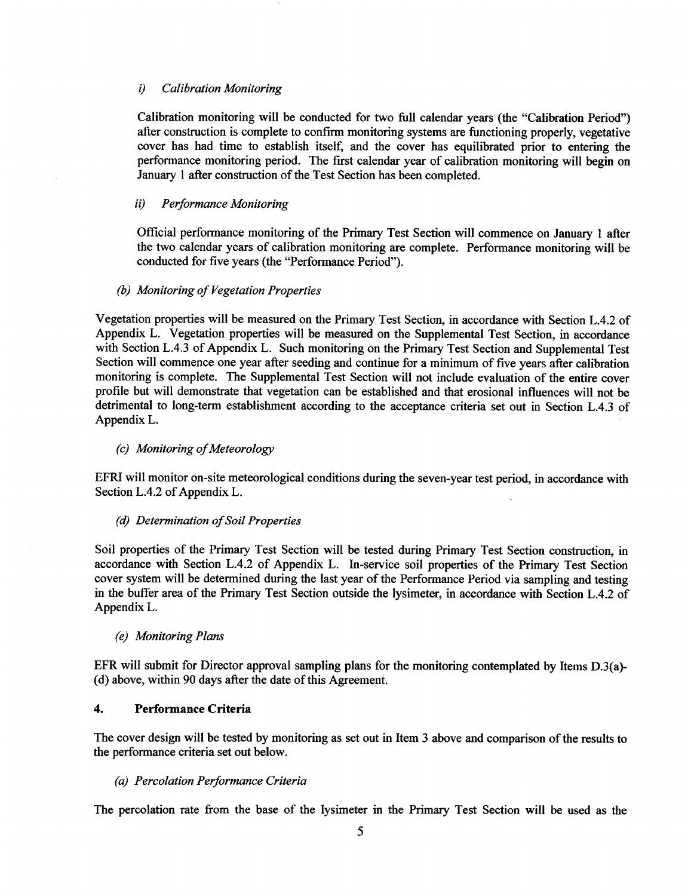*i) Calibration Monitoring*

Calibration monitoring will be conducted for two full calendar years (the "Calibration Period") after construction is complete to confirm monitoring systems are functioning properly, vegetative cover has had time to establish itself, and the cover has equilibrated prior to entering the performance monitoring period. The first calendar year of calibration monitoring will begin on January 1 after construction of the Test Section has been completed.

*ii) Performance Monitoring*

Official performance monitoring of the Primary Test Section will commence on January 1 after the two calendar years of calibration monitoring are complete. Performance monitoring will be conducted for five years (the "Performance Period").

*(b) Monitoring of Vegetation Properties*

Vegetation properties will be measured on the Primary Test Section, in accordance with Section L.4.2 of Appendix L. Vegetation properties will be measured on the Supplemental Test Section, in accordance with Section L.4.3 of Appendix L. Such monitoring on the Primary Test Section and Supplemental Test Section will commence one year after seeding and continue for a minimum of five years after calibration monitoring is complete. The Supplemental Test Section will not include evaluation of the entire cover profile but will demonstrate that vegetation can be established and that erosional influences will not be detrimental to long-term establishment according to the acceptance criteria set out in Section L.4.3 of Appendix L.

*(c) Monitoring of Meteorology*

EFRI will monitor on-site meteorological conditions during the seven-year test period, in accordance with Section L.4.2 of Appendix L.

*(d) Determination of Soil Properties*

Soil properties of the Primary Test Section will be tested during Primary Test Section construction, in accordance with Section L.4.2 of Appendix L. In-service soil properties of the Primary Test Section cover system will be determined during the last year of the Performance Period via sampling and testing in the buffer area of the Primary Test Section outside the lysimeter, in accordance with Section L.4.2 of Appendix L.

*(e) Monitoring Plans*

EFR will submit for Director approval sampling plans for the monitoring contemplated by Items D.3(a)-(d) above, within 90 days after the date of this Agreement.

## 4. Performance Criteria

The cover design will be tested by monitoring as set out in Item 3 above and comparison of the results to the performance criteria set out below.

*(a) Percolation Performance Criteria*

The percolation rate from the base of the lysimeter in the Primary Test Section will be used as the